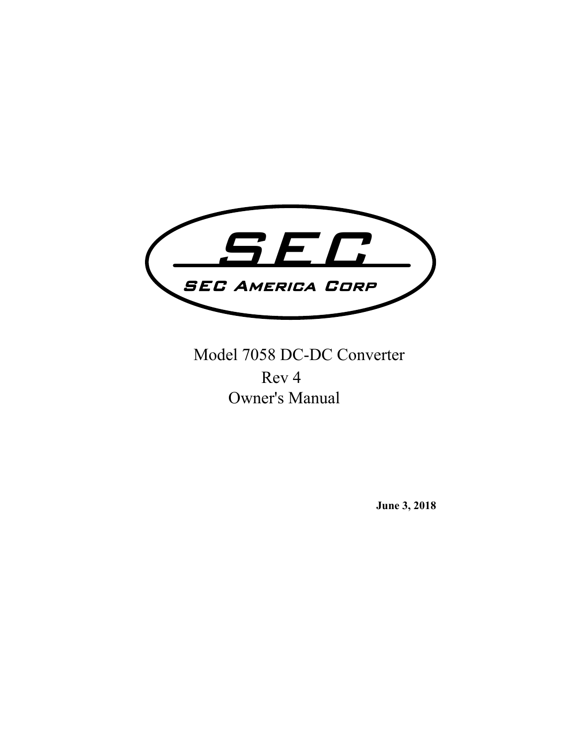SEC

SEC America Corp

# Model 7058 DC-DC Converter

Rev 4

Owner's Manual

**June 3, 2018**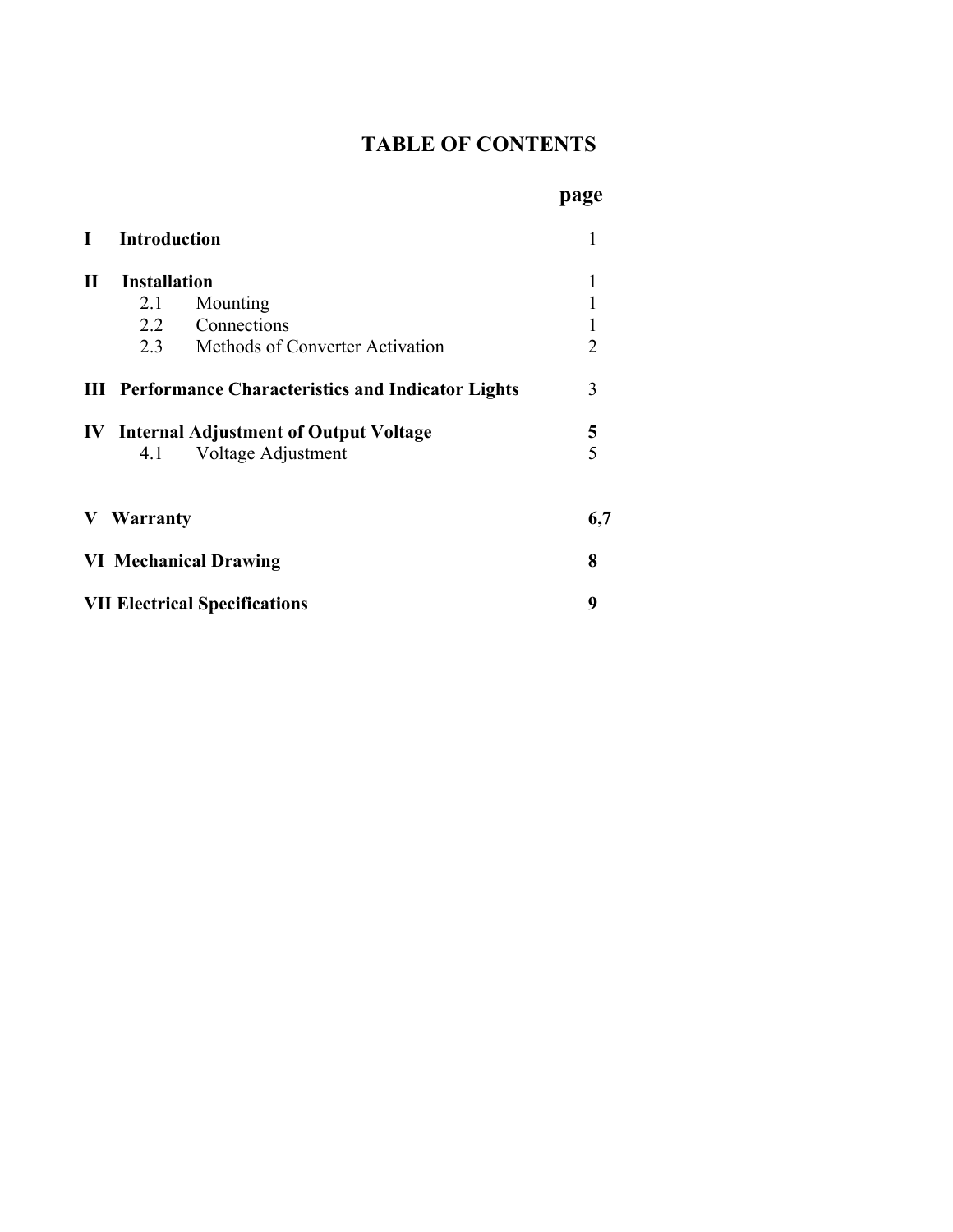# TABLE OF CONTENTS

| | | page |
|---|---|---|
| **I** | **Introduction** | 1 |
| **II** | **Installation** | 1 |
| | 2.1 Mounting | 1 |
| | 2.2 Connections | 1 |
| | 2.3 Methods of Converter Activation | 2 |
| **III** | **Performance Characteristics and Indicator Lights** | 3 |
| **IV** | **Internal Adjustment of Output Voltage** | **5** |
| | 4.1 Voltage Adjustment | 5 |
| **V** | **Warranty** | **6,7** |
| **VI** | **Mechanical Drawing** | **8** |
| **VII** | **Electrical Specifications** | **9** |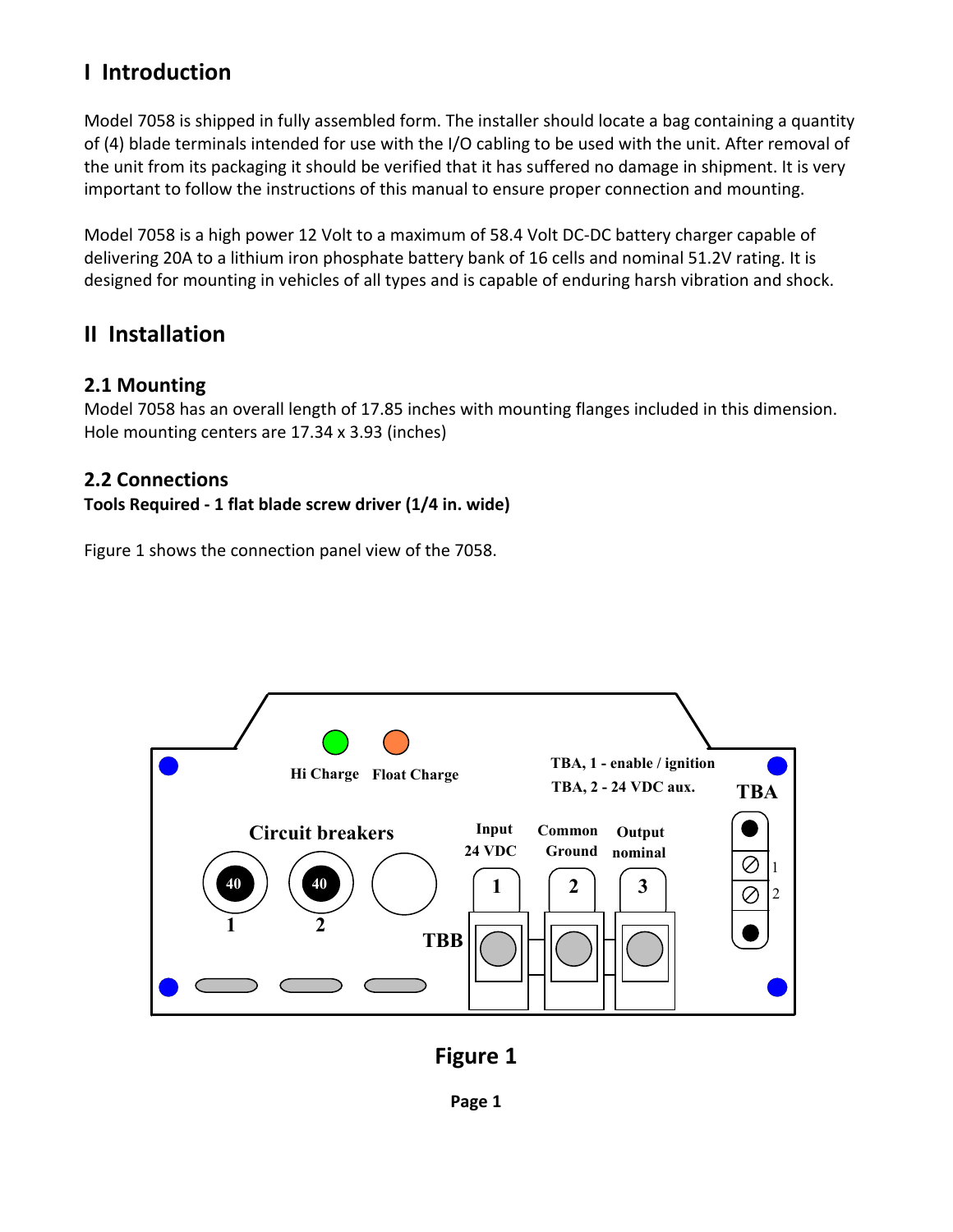# I Introduction

Model 7058 is shipped in fully assembled form. The installer should locate a bag containing a quantity of (4) blade terminals intended for use with the I/O cabling to be used with the unit. After removal of the unit from its packaging it should be verified that it has suffered no damage in shipment. It is very important to follow the instructions of this manual to ensure proper connection and mounting.

Model 7058 is a high power 12 Volt to a maximum of 58.4 Volt DC-DC battery charger capable of delivering 20A to a lithium iron phosphate battery bank of 16 cells and nominal 51.2V rating. It is designed for mounting in vehicles of all types and is capable of enduring harsh vibration and shock.

# II Installation

## 2.1 Mounting

Model 7058 has an overall length of 17.85 inches with mounting flanges included in this dimension. Hole mounting centers are 17.34 x 3.93 (inches)

## 2.2 Connections

**Tools Required - 1 flat blade screw driver (1/4 in. wide)**

Figure 1 shows the connection panel view of the 7058.

Hi Charge   Float Charge

TBA, 1 - enable / ignition
TBA, 2 - 24 VDC aux.

TBA

Circuit breakers

40 (1)   40 (2)

TBB

Input 24 VDC (1)   Common Ground (2)   Output nominal (3)

**Figure 1**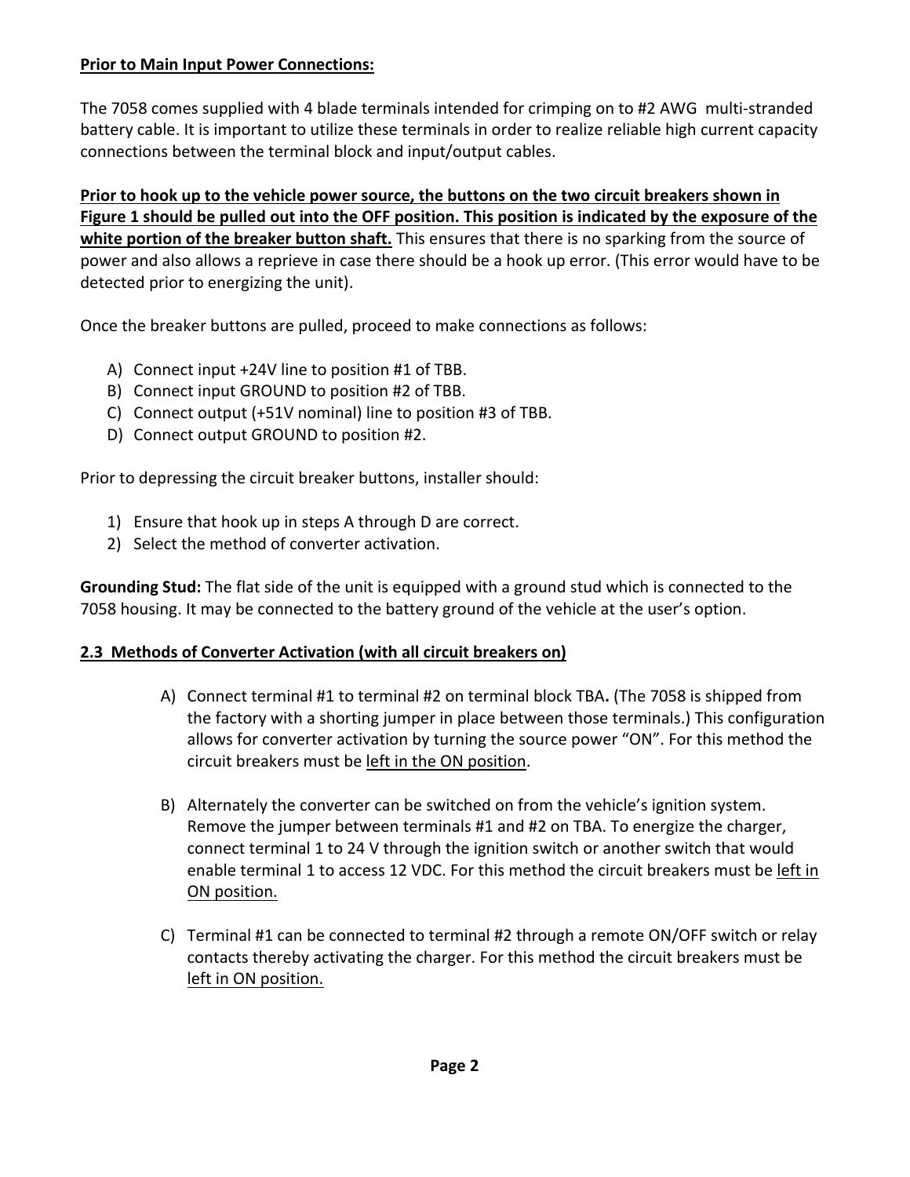**Prior to Main Input Power Connections:**

The 7058 comes supplied with 4 blade terminals intended for crimping on to #2 AWG multi-stranded battery cable. It is important to utilize these terminals in order to realize reliable high current capacity connections between the terminal block and input/output cables.

**Prior to hook up to the vehicle power source, the buttons on the two circuit breakers shown in Figure 1 should be pulled out into the OFF position. This position is indicated by the exposure of the white portion of the breaker button shaft.** This ensures that there is no sparking from the source of power and also allows a reprieve in case there should be a hook up error. (This error would have to be detected prior to energizing the unit).

Once the breaker buttons are pulled, proceed to make connections as follows:

A) Connect input +24V line to position #1 of TBB.
B) Connect input GROUND to position #2 of TBB.
C) Connect output (+51V nominal) line to position #3 of TBB.
D) Connect output GROUND to position #2.

Prior to depressing the circuit breaker buttons, installer should:

1) Ensure that hook up in steps A through D are correct.
2) Select the method of converter activation.

**Grounding Stud:** The flat side of the unit is equipped with a ground stud which is connected to the 7058 housing. It may be connected to the battery ground of the vehicle at the user's option.

**2.3 Methods of Converter Activation (with all circuit breakers on)**

A) Connect terminal #1 to terminal #2 on terminal block TBA**.** (The 7058 is shipped from the factory with a shorting jumper in place between those terminals.) This configuration allows for converter activation by turning the source power "ON". For this method the circuit breakers must be left in the ON position.

B) Alternately the converter can be switched on from the vehicle's ignition system. Remove the jumper between terminals #1 and #2 on TBA. To energize the charger, connect terminal 1 to 24 V through the ignition switch or another switch that would enable terminal 1 to access 12 VDC. For this method the circuit breakers must be left in ON position.

C) Terminal #1 can be connected to terminal #2 through a remote ON/OFF switch or relay contacts thereby activating the charger. For this method the circuit breakers must be left in ON position.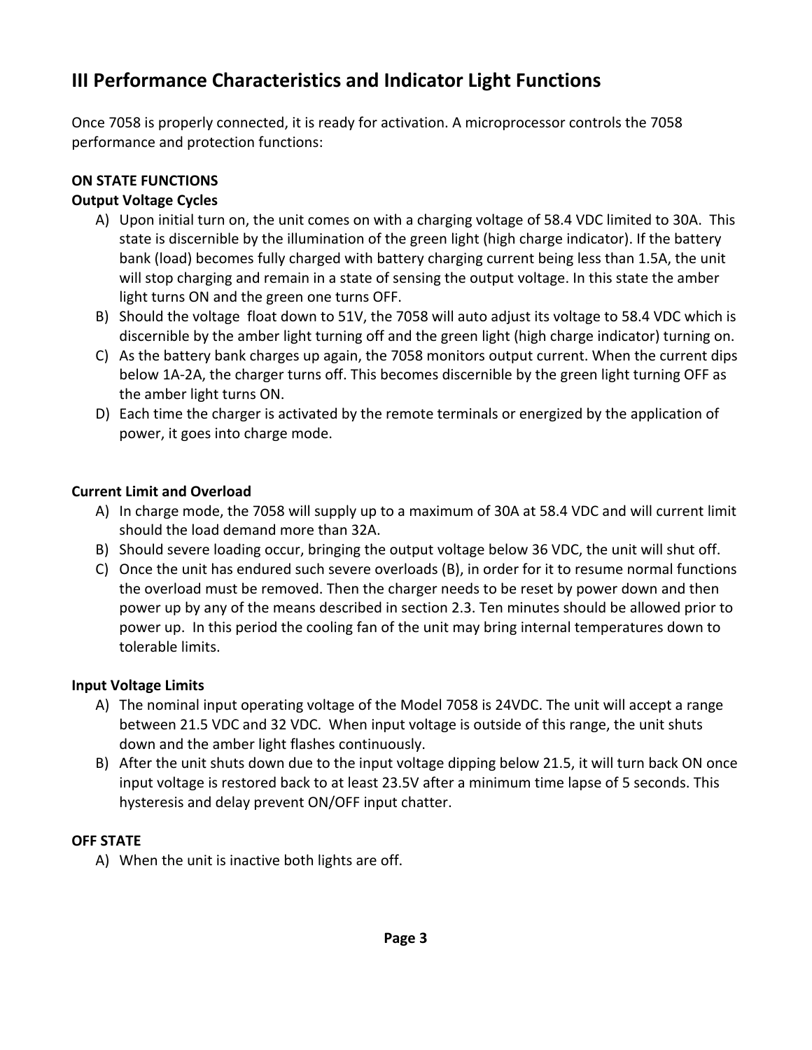# III Performance Characteristics and Indicator Light Functions

Once 7058 is properly connected, it is ready for activation. A microprocessor controls the 7058 performance and protection functions:

**ON STATE FUNCTIONS**

**Output Voltage Cycles**

A) Upon initial turn on, the unit comes on with a charging voltage of 58.4 VDC limited to 30A. This state is discernible by the illumination of the green light (high charge indicator). If the battery bank (load) becomes fully charged with battery charging current being less than 1.5A, the unit will stop charging and remain in a state of sensing the output voltage. In this state the amber light turns ON and the green one turns OFF.

B) Should the voltage float down to 51V, the 7058 will auto adjust its voltage to 58.4 VDC which is discernible by the amber light turning off and the green light (high charge indicator) turning on.

C) As the battery bank charges up again, the 7058 monitors output current. When the current dips below 1A-2A, the charger turns off. This becomes discernible by the green light turning OFF as the amber light turns ON.

D) Each time the charger is activated by the remote terminals or energized by the application of power, it goes into charge mode.

**Current Limit and Overload**

A) In charge mode, the 7058 will supply up to a maximum of 30A at 58.4 VDC and will current limit should the load demand more than 32A.

B) Should severe loading occur, bringing the output voltage below 36 VDC, the unit will shut off.

C) Once the unit has endured such severe overloads (B), in order for it to resume normal functions the overload must be removed. Then the charger needs to be reset by power down and then power up by any of the means described in section 2.3. Ten minutes should be allowed prior to power up. In this period the cooling fan of the unit may bring internal temperatures down to tolerable limits.

**Input Voltage Limits**

A) The nominal input operating voltage of the Model 7058 is 24VDC. The unit will accept a range between 21.5 VDC and 32 VDC. When input voltage is outside of this range, the unit shuts down and the amber light flashes continuously.

B) After the unit shuts down due to the input voltage dipping below 21.5, it will turn back ON once input voltage is restored back to at least 23.5V after a minimum time lapse of 5 seconds. This hysteresis and delay prevent ON/OFF input chatter.

**OFF STATE**

A) When the unit is inactive both lights are off.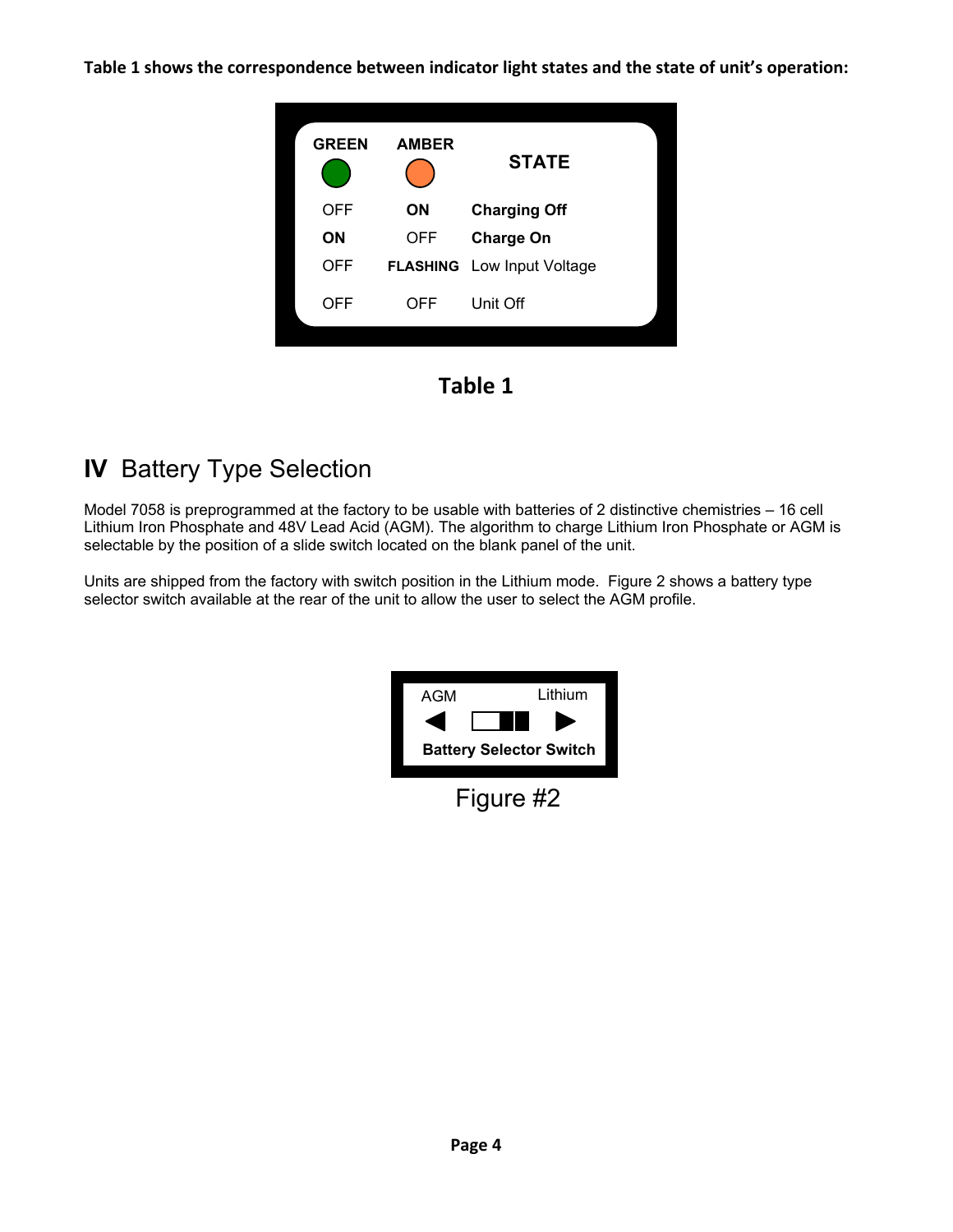**Table 1 shows the correspondence between indicator light states and the state of unit's operation:**

| GREEN | AMBER | STATE |
|---|---|---|
| OFF | **ON** | **Charging Off** |
| **ON** | OFF | **Charge On** |
| OFF | **FLASHING** | Low Input Voltage |
| OFF | OFF | Unit Off |

**Table 1**

## IV Battery Type Selection

Model 7058 is preprogrammed at the factory to be usable with batteries of 2 distinctive chemistries – 16 cell Lithium Iron Phosphate and 48V Lead Acid (AGM). The algorithm to charge Lithium Iron Phosphate or AGM is selectable by the position of a slide switch located on the blank panel of the unit.

Units are shipped from the factory with switch position in the Lithium mode. Figure 2 shows a battery type selector switch available at the rear of the unit to allow the user to select the AGM profile.

AGM ◀ ▶ Lithium

**Battery Selector Switch**

Figure #2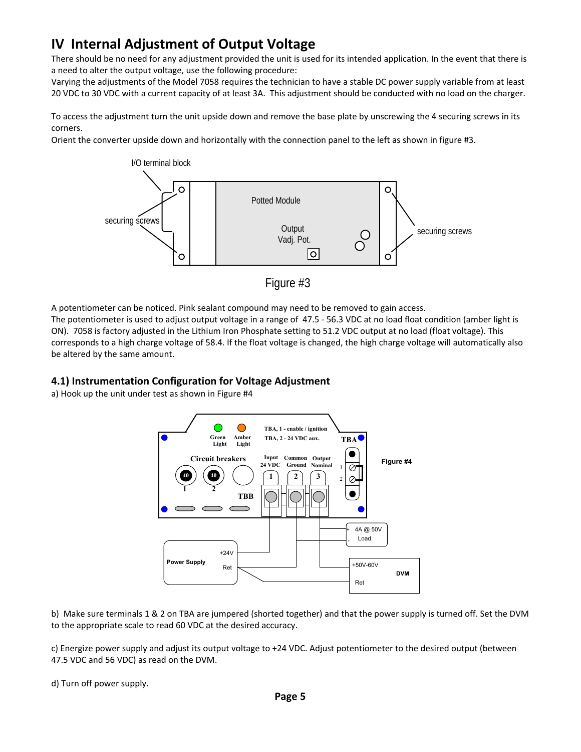## IV Internal Adjustment of Output Voltage

There should be no need for any adjustment provided the unit is used for its intended application. In the event that there is a need to alter the output voltage, use the following procedure:
Varying the adjustments of the Model 7058 requires the technician to have a stable DC power supply variable from at least 20 VDC to 30 VDC with a current capacity of at least 3A. This adjustment should be conducted with no load on the charger.

To access the adjustment turn the unit upside down and remove the base plate by unscrewing the 4 securing screws in its corners.
Orient the converter upside down and horizontally with the connection panel to the left as shown in figure #3.

Figure #3

A potentiometer can be noticed. Pink sealant compound may need to be removed to gain access.
The potentiometer is used to adjust output voltage in a range of 47.5 - 56.3 VDC at no load float condition (amber light is ON). 7058 is factory adjusted in the Lithium Iron Phosphate setting to 51.2 VDC output at no load (float voltage). This corresponds to a high charge voltage of 58.4. If the float voltage is changed, the high charge voltage will automatically also be altered by the same amount.

### 4.1) Instrumentation Configuration for Voltage Adjustment

a) Hook up the unit under test as shown in Figure #4

Figure #4

b) Make sure terminals 1 & 2 on TBA are jumpered (shorted together) and that the power supply is turned off. Set the DVM to the appropriate scale to read 60 VDC at the desired accuracy.

c) Energize power supply and adjust its output voltage to +24 VDC. Adjust potentiometer to the desired output (between 47.5 VDC and 56 VDC) as read on the DVM.

d) Turn off power supply.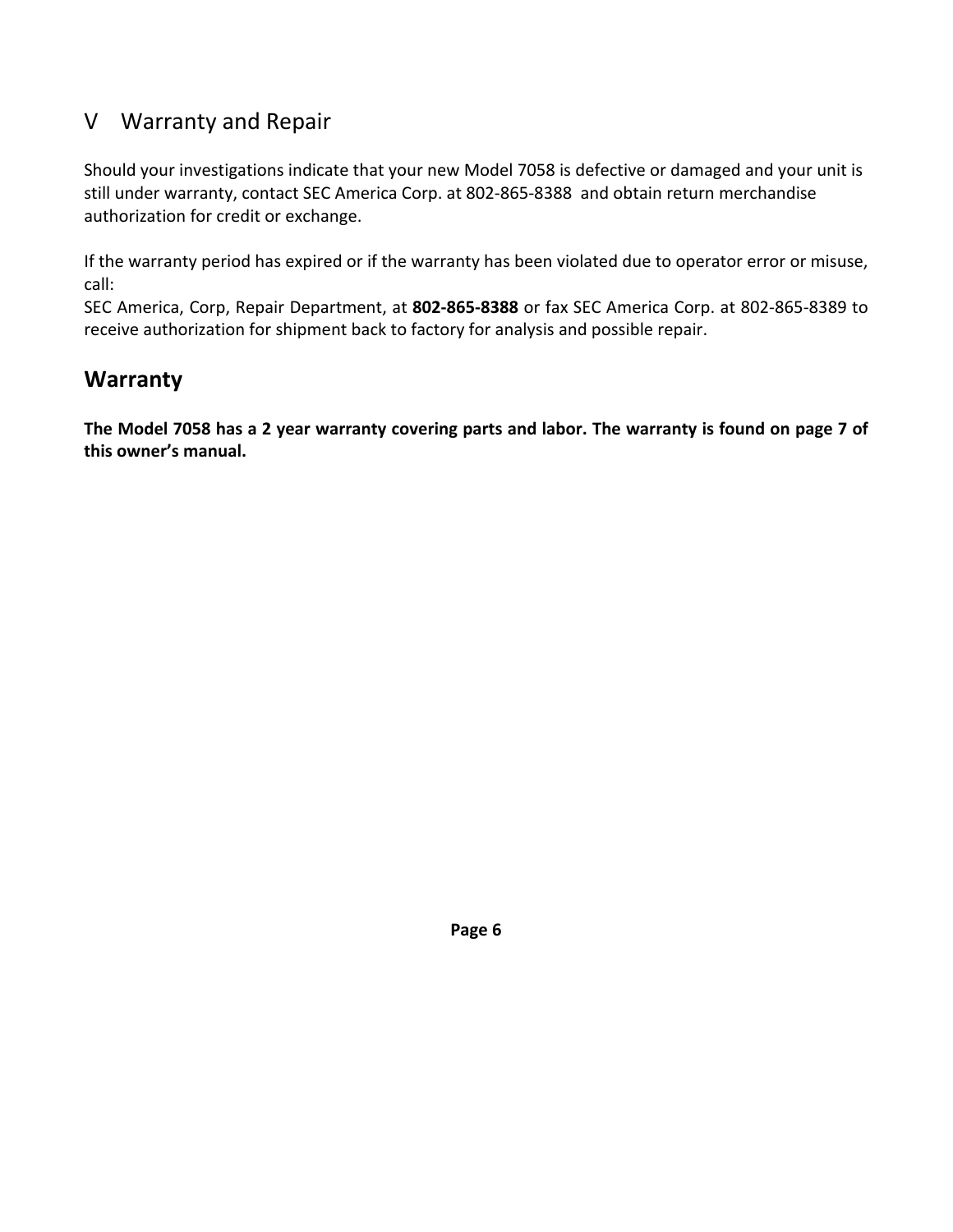## V Warranty and Repair

Should your investigations indicate that your new Model 7058 is defective or damaged and your unit is still under warranty, contact SEC America Corp. at 802-865-8388 and obtain return merchandise authorization for credit or exchange.

If the warranty period has expired or if the warranty has been violated due to operator error or misuse, call:
SEC America, Corp, Repair Department, at **802-865-8388** or fax SEC America Corp. at 802-865-8389 to receive authorization for shipment back to factory for analysis and possible repair.

## Warranty

**The Model 7058 has a 2 year warranty covering parts and labor. The warranty is found on page 7 of this owner's manual.**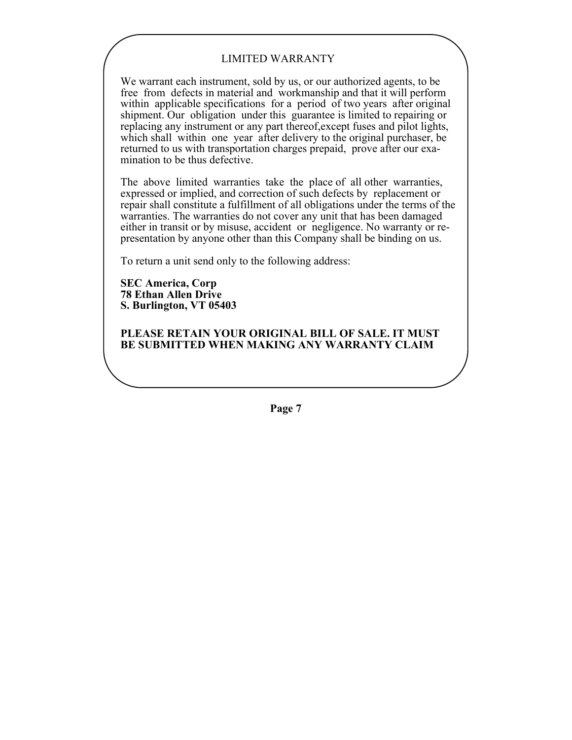## LIMITED WARRANTY

We warrant each instrument, sold by us, or our authorized agents, to be free from defects in material and workmanship and that it will perform within applicable specifications for a period of two years after original shipment. Our obligation under this guarantee is limited to repairing or replacing any instrument or any part thereof,except fuses and pilot lights, which shall within one year after delivery to the original purchaser, be returned to us with transportation charges prepaid, prove after our examination to be thus defective.

The above limited warranties take the place of all other warranties, expressed or implied, and correction of such defects by replacement or repair shall constitute a fulfillment of all obligations under the terms of the warranties. The warranties do not cover any unit that has been damaged either in transit or by misuse, accident or negligence. No warranty or representation by anyone other than this Company shall be binding on us.

To return a unit send only to the following address:

**SEC America, Corp**
**78 Ethan Allen Drive**
**S. Burlington, VT 05403**

**PLEASE RETAIN YOUR ORIGINAL BILL OF SALE. IT MUST BE SUBMITTED WHEN MAKING ANY WARRANTY CLAIM**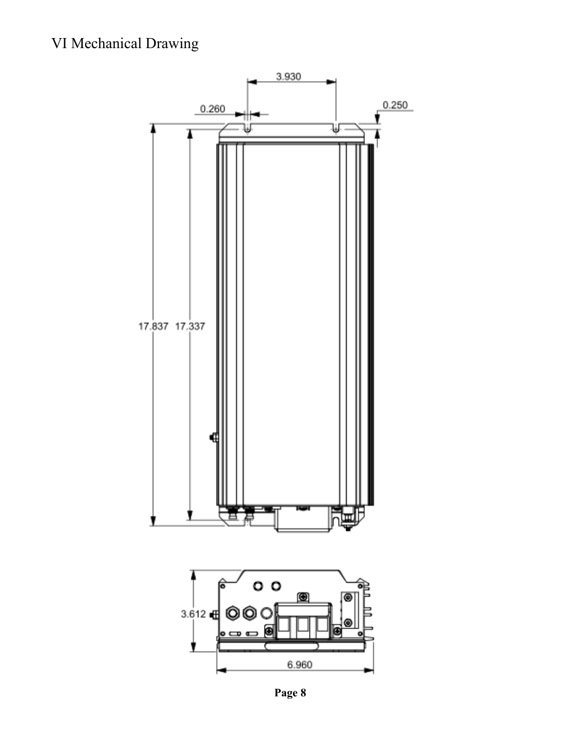# VI Mechanical Drawing

3.930

0.260

0.250

17.837 17.337

3.612

6.960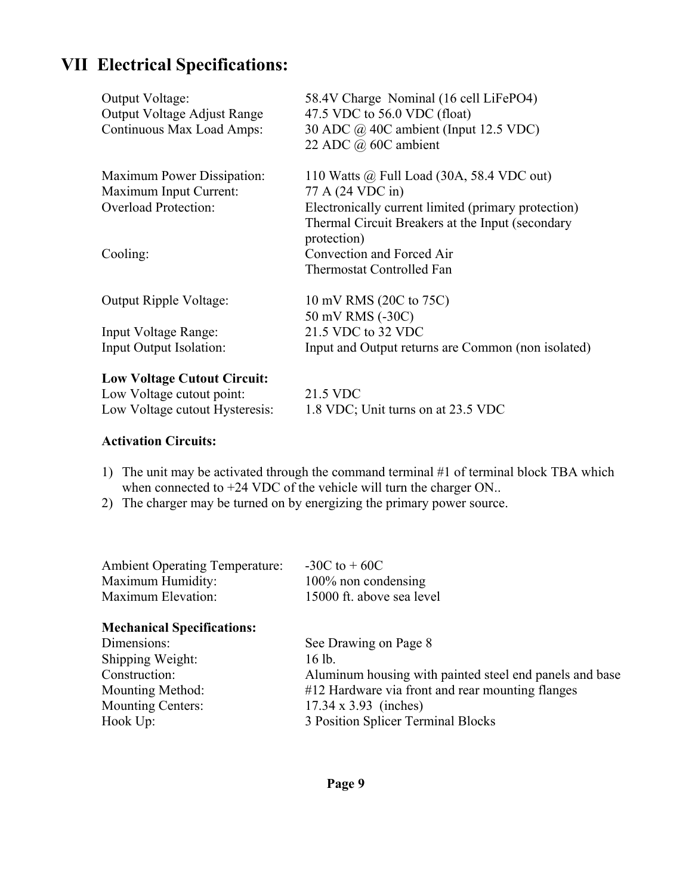## VII Electrical Specifications:

| | |
|---|---|
| Output Voltage: | 58.4V Charge Nominal (16 cell LiFePO4) |
| Output Voltage Adjust Range | 47.5 VDC to 56.0 VDC (float) |
| Continuous Max Load Amps: | 30 ADC @ 40C ambient (Input 12.5 VDC)<br>22 ADC @ 60C ambient |
| Maximum Power Dissipation: | 110 Watts @ Full Load (30A, 58.4 VDC out) |
| Maximum Input Current: | 77 A (24 VDC in) |
| Overload Protection: | Electronically current limited (primary protection)<br>Thermal Circuit Breakers at the Input (secondary protection) |
| Cooling: | Convection and Forced Air<br>Thermostat Controlled Fan |
| Output Ripple Voltage: | 10 mV RMS (20C to 75C)<br>50 mV RMS (-30C) |
| Input Voltage Range: | 21.5 VDC to 32 VDC |
| Input Output Isolation: | Input and Output returns are Common (non isolated) |

**Low Voltage Cutout Circuit:**

| | |
|---|---|
| Low Voltage cutout point: | 21.5 VDC |
| Low Voltage cutout Hysteresis: | 1.8 VDC; Unit turns on at 23.5 VDC |

**Activation Circuits:**

1) The unit may be activated through the command terminal #1 of terminal block TBA which when connected to +24 VDC of the vehicle will turn the charger ON..
2) The charger may be turned on by energizing the primary power source.

| | |
|---|---|
| Ambient Operating Temperature: | -30C to + 60C |
| Maximum Humidity: | 100% non condensing |
| Maximum Elevation: | 15000 ft. above sea level |

**Mechanical Specifications:**

| | |
|---|---|
| Dimensions: | See Drawing on Page 8 |
| Shipping Weight: | 16 lb. |
| Construction: | Aluminum housing with painted steel end panels and base |
| Mounting Method: | #12 Hardware via front and rear mounting flanges |
| Mounting Centers: | 17.34 x 3.93 (inches) |
| Hook Up: | 3 Position Splicer Terminal Blocks |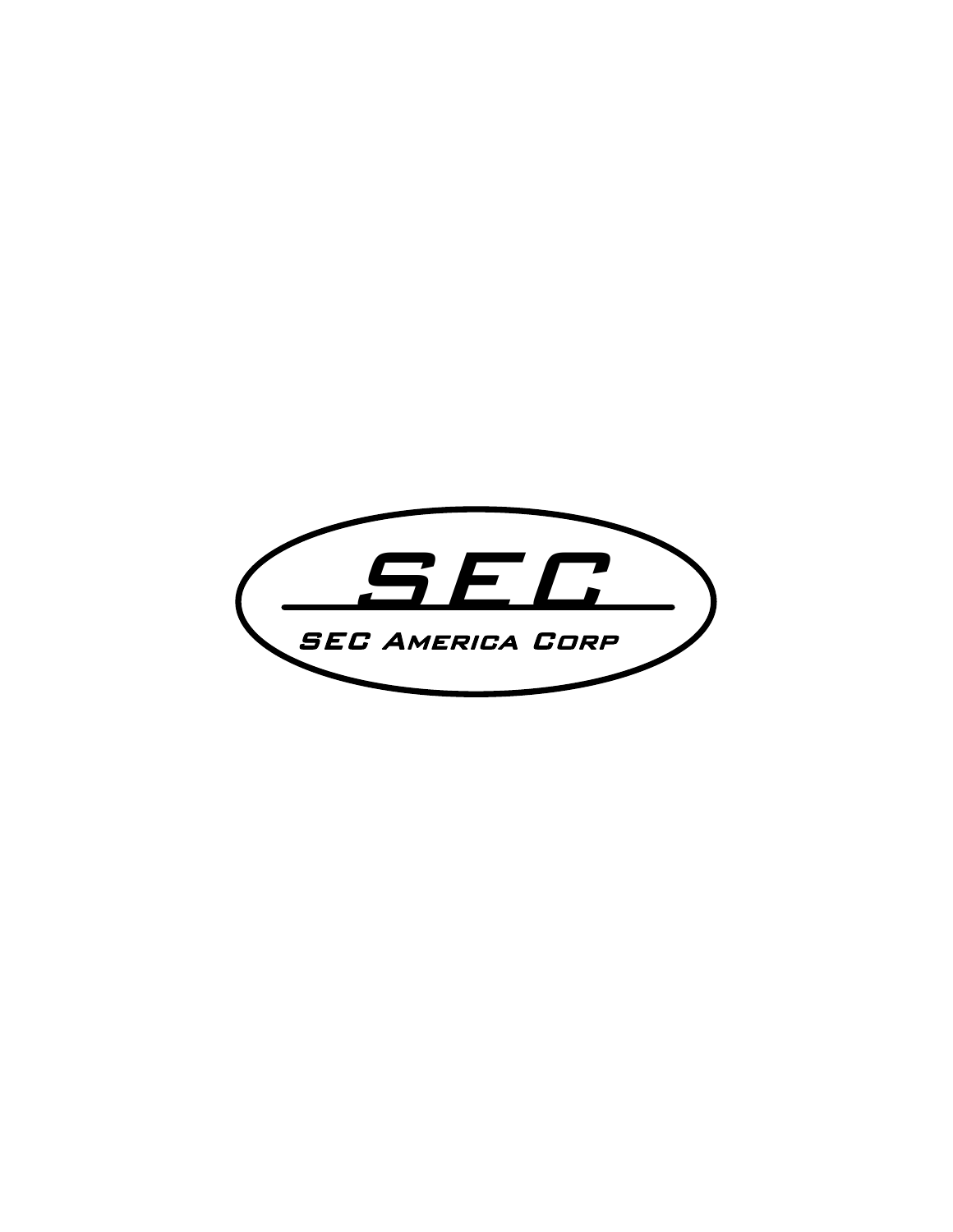SEC

SEC America Corp